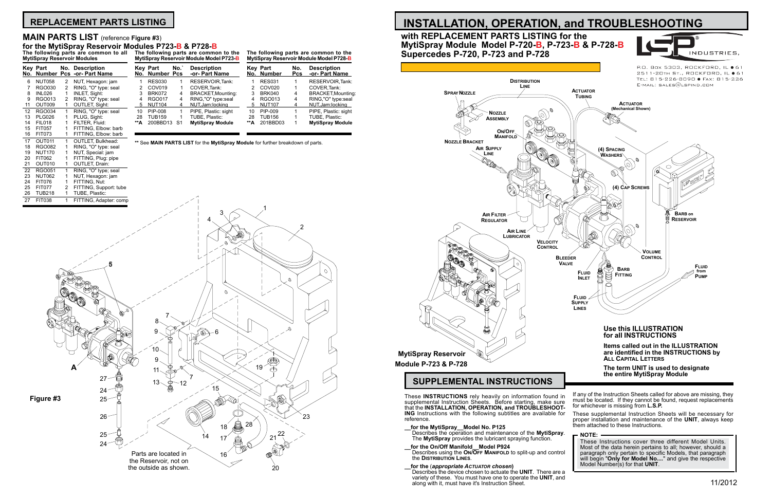## REPLACEMENT PARTS LISTING

### MAIN PARTS LIST (reference Figure #3)
### for the MytiSpray Reservoir Modules P723-B & P728-B

**The following parts are common to all MytiSpray Reservoir Modules**

| Key No. | Part Number | No. Pcs | Description -or- Part Name |
|---|---|---|---|
| 6 | NUT058 | 2 | NUT, Hexagon: jam |
| 7 | RGO030 | 2 | RING, "O" type: seal |
| 8 | INL026 | 1 | INLET, Sight: |
| 9 | RGO013 | 2 | RING, "O" type: seal |
| 11 | OUT009 | 1 | OUTLET, Sight: |
| 12 | RGO034 | 1 | RING, "O" type: seal |
| 13 | PLG026 | 1 | PLUG, Sight: |
| 14 | FIL018 | 1 | FILTER, Fluid: |
| 15 | FIT057 | 1 | FITTING, Elbow: barb |
| 16 | FIT073 | 1 | FITTING, Elbow: barb |
| 17 | OUT011 | 1 | OUTLET, Bulkhead: |
| 18 | RGO082 | 1 | RING, "O" type: seal |
| 19 | NUT170 | 1 | NUT, Special: jam |
| 20 | FIT062 | 1 | FITTING, Plug: pipe |
| 21 | OUT010 | 1 | OUTLET, Drain: |
| 22 | RGO051 | 1 | RING, "O" type: seal |
| 23 | NUT062 | 1 | NUT, Hexagon: jam |
| 24 | FIT076 | 1 | FITTING, Nut: |
| 25 | FIT077 | 2 | FITTING, Support: tube |
| 26 | TUB218 | 1 | TUBE, Plastic: |
| 27 | FIT038 | 1 | FITTING, Adapter: comp |

**The following parts are common to the MytiSpray Reservoir Module Model P723-B**

| Key No. | Part Number | No. Pcs | Description -or- Part Name |
|---|---|---|---|
| 1 | RES030 | 1 | RESERVOIR,Tank: |
| 2 | COV019 | 1 | COVER,Tank: |
| 3 | BRK072 | 4 | BRACKET,Mounting: |
| 4 | RGO017 | 4 | RING,"O" type:seal |
| 5 | NUT104 | 4 | NUT,Jam:locking |
| 10 | PIP-008 | 1 | PIPE, Plastic: sight |
| 28 | TUB159 | 1 | TUBE, Plastic: |
| **A | 200BBD13 | S1 | **MytiSpray Module** |

**The following parts are common to the MytiSpray Reservoir Module Model P728-B**

| Key No. | Part Number | No. Pcs | Description -or- Part Name |
|---|---|---|---|
| 1 | RES031 | 1 | RESERVOIR,Tank: |
| 2 | COV020 | 1 | COVER,Tank: |
| 3 | BRK040 | 4 | BRACKET,Mounting: |
| 4 | RGO013 | 4 | RING,"O" type:seal |
| 5 | NUT107 | 4 | NUT,Jam:locking |
| 10 | PIP-009 | 1 | PIPE, Plastic: sight |
| 28 | TUB156 | 1 | TUBE, Plastic: |
| **A | 201BBD03 | 1 | **MytiSpray Module** |

** See **MAIN PARTS LIST** for the **MytiSpray Module** for further breakdown of parts.

Figure #3

Parts are located in the Reservoir, not on the outside as shown.

# INSTALLATION, OPERATION, and TROUBLESHOOTING

## with REPLACEMENT PARTS LISTING for the MytiSpray Module Model P-720-B, P-723-B & P-728-B
## Supercedes P-720, P-723 and P-728

LSP INDUSTRIES,
P.O. Box 5303, Rockford, IL 61
2511-20th St., Rockford, IL 61
Tel: 815-226-8090 • Fax: 815-226
E-mail: sales@lspind.com

MytiSpray Reservoir Module P-723 & P-728

**Use this ILLUSTRATION for all INSTRUCTIONS**

**Items called out in the ILLUSTRATION are identified in the INSTRUCTIONS by ALL CAPITAL LETTERS**

**The term UNIT is used to designate the entire MytiSpray Module**

## SUPPLEMENTAL INSTRUCTIONS

These **INSTRUCTIONS** rely heavily on information found in supplemental Instruction Sheets. Before starting, make sure that the **INSTALLATION, OPERATION, and TROUBLESHOOTING** Instructions with the following subtitles are available for reference.

**__for the MytiSpray__Model No. P125**
Describes the operation and maintenance of the **MytiSpray**. The **MytiSpray** provides the lubricant spraying function.

**__for the On/Off Manifold__Model P924**
Describes using the **ON/OFF MANIFOLD** to split-up and control the **DISTRIBUTION LINES**.

**__for the (*appropriate ACTUATOR chosen*)**
Describes the device chosen to actuate the **UNIT**. There are a variety of these. You must have one to operate the **UNIT**, and along with it, must have it's Instruction Sheet.

If any of the Instruction Sheets called for above are missing, they must be located. If they cannot be found, request replacements for whichever is missing from **L.S.P.**

These supplemental Instruction Sheets will be necessary for proper installation and maintenance of the **UNIT**, always keep them attached to these Instructions.

**NOTE:**
These Instructions cover three different Model Units. Most of the data herein pertains to all; however, should a paragraph only pertain to specific Models, that paragraph will begin **"Only for Model No...."** and give the respective Model Number(s) for that **UNIT**.

11/2012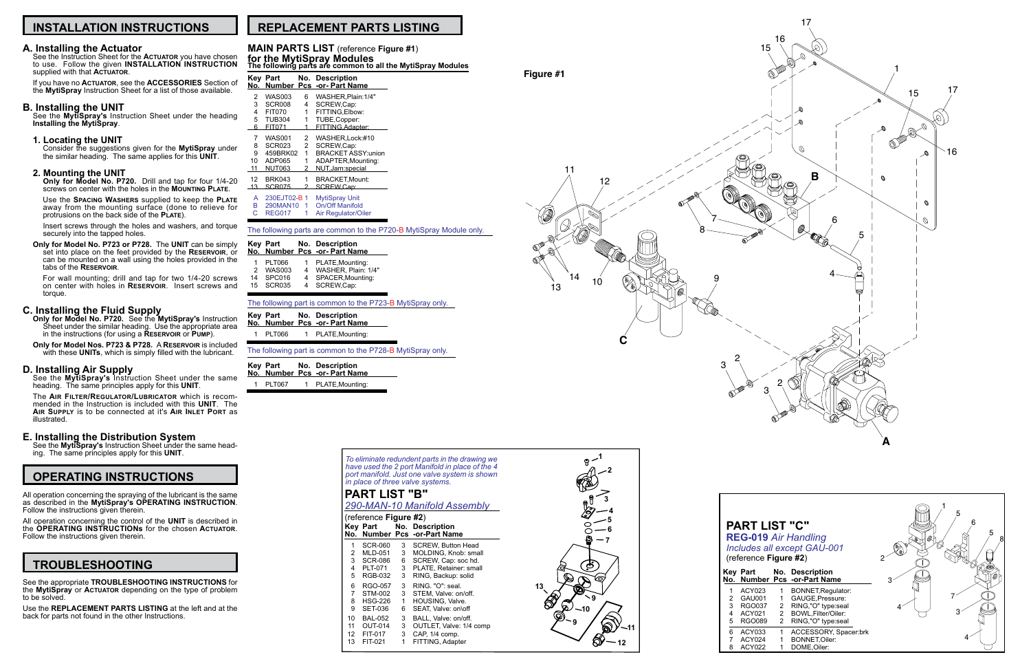# INSTALLATION INSTRUCTIONS

## A. Installing the Actuator

See the Instruction Sheet for the **ACTUATOR** you have chosen to use. Follow the given **INSTALLATION INSTRUCTION** supplied with that **ACTUATOR**.

If you have no **ACTUATOR**, see the **ACCESSORIES** Section of the **MytiSpray** Instruction Sheet for a list of those available.

## B. Installing the UNIT

See the **MytiSpray's** Instruction Sheet under the heading **Installing the MytiSpray**.

### 1. Locating the UNIT

Consider the suggestions given for the **MytiSpray** under the similar heading. The same applies for this **UNIT**.

### 2. Mounting the UNIT

**Only for Model No. P720.** Drill and tap for four 1/4-20 screws on center with the holes in the **MOUNTING PLATE**.

Use the **SPACING WASHERS** supplied to keep the **PLATE** away from the mounting surface (done to relieve for protrusions on the back side of the **PLATE**).

Insert screws through the holes and washers, and torque securely into the tapped holes.

**Only for Model No. P723 or P728.** The **UNIT** can be simply set into place on the feet provided by the **RESERVOIR**, or can be mounted on a wall using the holes provided in the tabs of the **RESERVOIR**.

For wall mounting; drill and tap for two 1/4-20 screws on center with holes in **RESERVOIR**. Insert screws and torque.

## C. Installing the Fluid Supply

**Only for Model No. P720.** See the **MytiSpray's** Instruction Sheet under the similar heading. Use the appropriate area in the instructions (for using a **RESERVOIR** or **PUMP**).

**Only for Model Nos. P723 & P728.** A **RESERVOIR** is included with these **UNITs**, which is simply filled with the lubricant.

## D. Installing Air Supply

See the **MytiSpray's** Instruction Sheet under the same heading. The same principles apply for this **UNIT**.

The **AIR FILTER/REGULATOR/LUBRICATOR** which is recommended in the Instruction is included with this **UNIT**. The **AIR SUPPLY** is to be connected at it's **AIR INLET PORT** as illustrated.

## E. Installing the Distribution System

See the **MytiSpray's** Instruction Sheet under the same heading. The same principles apply for this **UNIT**.

# OPERATING INSTRUCTIONS

All operation concerning the spraying of the lubricant is the same as described in the **MytiSpray's OPERATING INSTRUCTION**. Follow the instructions given therein.

All operation concerning the control of the **UNIT** is described in the **OPERATING INSTRUCTIONs** for the chosen **ACTUATOR**. Follow the instructions given therein.

# TROUBLESHOOTING

See the appropriate **TROUBLESHOOTING INSTRUCTIONS** for the **MytiSpray** or **ACTUATOR** depending on the type of problem to be solved.

Use the **REPLACEMENT PARTS LISTING** at the left and at the back for parts not found in the other Instructions.

# REPLACEMENT PARTS LISTING

## MAIN PARTS LIST (reference Figure #1) for the MytiSpray Modules

**The following parts are common to all the MytiSpray Modules**

| Key No. | Part Number | No. Pcs | Description -or- Part Name |
|---|---|---|---|
| 2 | WAS003 | 6 | WASHER,Plain:1/4" |
| 3 | SCR008 | 4 | SCREW,Cap: |
| 4 | FIT070 | 1 | FITTING,Elbow: |
| 5 | TUB304 | 1 | TUBE,Copper: |
| 6 | FIT071 | 1 | FITTING,Adapter: |
| 7 | WAS001 | 2 | WASHER,Lock:#10 |
| 8 | SCR023 | 2 | SCREW,Cap: |
| 9 | 459BRK02 | 1 | BRACKET ASSY:union |
| 10 | ADP065 | 1 | ADAPTER,Mounting: |
| 11 | NUT063 | 2 | NUT,Jam:special |
| 12 | BRK043 | 1 | BRACKET,Mount: |
| 13 | SCR075 | 2 | SCREW,Cap: |
| A | 230EJT02-B | 1 | MytiSpray Unit |
| B | 290MAN10 | 1 | On/Off Manifold |
| C | REG017 | 1 | Air Regulator/Oiler |

The following parts are common to the P720-B MytiSpray Module only.

| Key No. | Part Number | No. Pcs | Description -or- Part Name |
|---|---|---|---|
| 1 | PLT066 | 1 | PLATE,Mounting: |
| 2 | WAS003 | 4 | WASHER, Plain: 1/4" |
| 14 | SPC016 | 4 | SPACER,Mounting: |
| 15 | SCR035 | 4 | SCREW,Cap: |

The following part is common to the P723-B MytiSpray only.

| Key No. | Part Number | No. Pcs | Description -or- Part Name |
|---|---|---|---|
| 1 | PLT066 | 1 | PLATE,Mounting: |

The following part is common to the P728-B MytiSpray only.

| Key No. | Part Number | No. Pcs | Description -or- Part Name |
|---|---|---|---|
| 1 | PLT067 | 1 | PLATE,Mounting: |

Figure #1

*To eliminate redundent parts in the drawing we have used the 2 port Manifold in place of the 4 port manifold. Just one valve system is shown in place of three valve systems.*

## PART LIST "B"

*290-MAN-10 Manifold Assembly*

(reference **Figure #2**)

| Key No. | Part Number | No. Pcs | Description -or-Part Name |
|---|---|---|---|
| 1 | SCR-060 | 3 | SCREW, Button Head |
| 2 | MLD-051 | 3 | MOLDING, Knob: small |
| 3 | SCR-086 | 6 | SCREW, Cap: soc hd. |
| 4 | PLT-071 | 3 | PLATE, Retainer: small |
| 5 | RGB-032 | 3 | RING, Backup: solid |
| 6 | RGO-057 | 3 | RING. "O" seal. |
| 7 | STM-002 | 3 | STEM, Valve: on/off. |
| 8 | HSG-226 | 1 | HOUSING, Valve. |
| 9 | SET-036 | 6 | SEAT, Valve: on\off |
| 10 | BAL-052 | 3 | BALL, Valve: on/off. |
| 11 | OUT-014 | 3 | OUTLET, Valve: 1/4 comp |
| 12 | FIT-017 | 3 | CAP, 1/4 comp. |
| 13 | FIT-021 | 1 | FITTING, Adapter |

## PART LIST "C"

**REG-019** *Air Handling*

*Includes all except GAU-001*

(reference **Figure #2**)

| Key No. | Part Number | No. Pcs | Description -or-Part Name |
|---|---|---|---|
| 1 | ACY023 | 1 | BONNET,Regulator: |
| 2 | GAU001 | 1 | GAUGE,Pressure: |
| 3 | RGO037 | 2 | RING,"O" type:seal |
| 4 | ACY021 | 2 | BOWL,Filter/Oiler: |
| 5 | RGO089 | 2 | RING,"O" type:seal |
| 6 | ACY033 | 1 | ACCESSORY, Spacer:brk |
| 7 | ACY024 | 1 | BONNET,Oiler: |
| 8 | ACY022 | 1 | DOME,Oiler: |